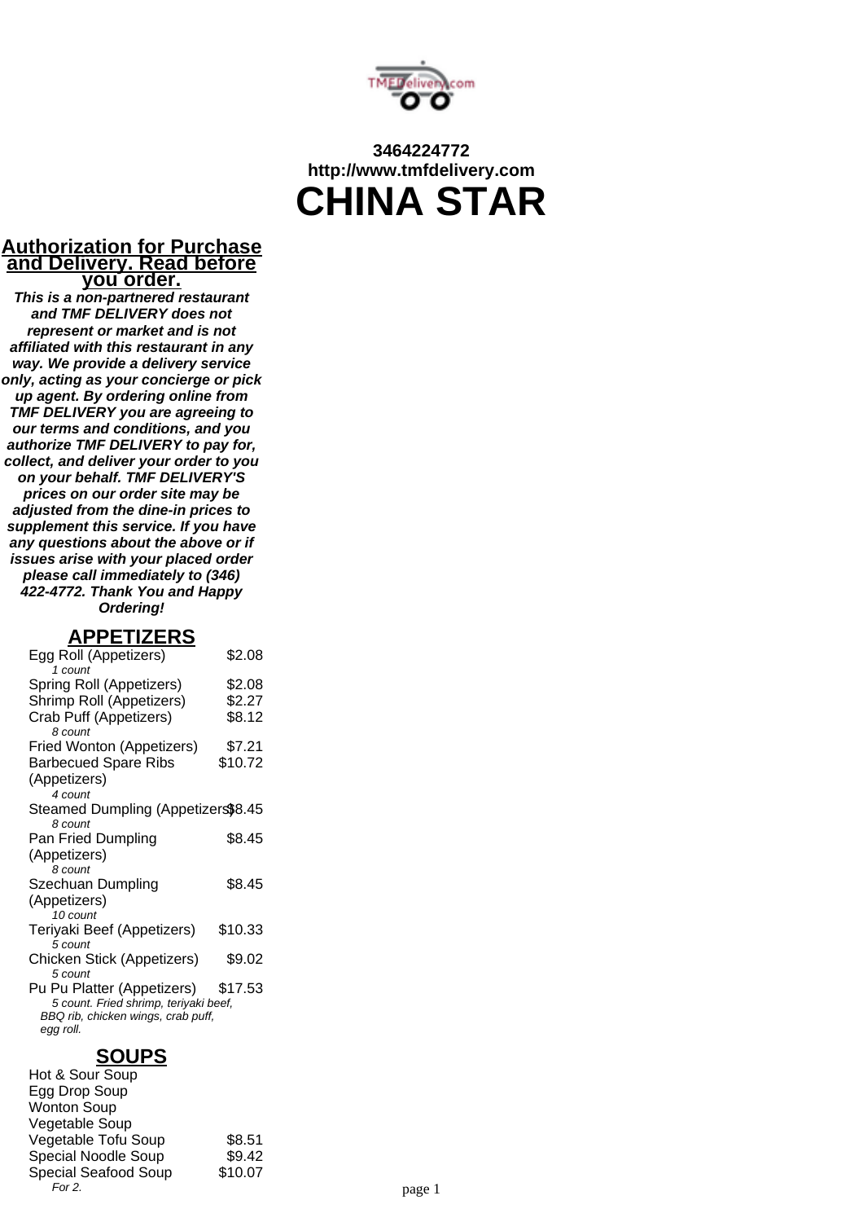3464224772
http://www.tmfdelivery.com

# CHINA STAR

## Authorization for Purchase and Delivery. Read before you order.

***This is a non-partnered restaurant and TMF DELIVERY does not represent or market and is not affiliated with this restaurant in any way. We provide a delivery service only, acting as your concierge or pick up agent. By ordering online from TMF DELIVERY you are agreeing to our terms and conditions, and you authorize TMF DELIVERY to pay for, collect, and deliver your order to you on your behalf. TMF DELIVERY'S prices on our order site may be adjusted from the dine-in prices to supplement this service. If you have any questions about the above or if issues arise with your placed order please call immediately to (346) 422-4772. Thank You and Happy Ordering!***

## APPETIZERS

| Item | Price |
| --- | --- |
| Egg Roll (Appetizers)<br>*1 count* | $2.08 |
| Spring Roll (Appetizers) | $2.08 |
| Shrimp Roll (Appetizers) | $2.27 |
| Crab Puff (Appetizers)<br>*8 count* | $8.12 |
| Fried Wonton (Appetizers) | $7.21 |
| Barbecued Spare Ribs (Appetizers)<br>*4 count* | $10.72 |
| Steamed Dumpling (Appetizers)<br>*8 count* | $8.45 |
| Pan Fried Dumpling (Appetizers)<br>*8 count* | $8.45 |
| Szechuan Dumpling (Appetizers)<br>*10 count* | $8.45 |
| Teriyaki Beef (Appetizers)<br>*5 count* | $10.33 |
| Chicken Stick (Appetizers)<br>*5 count* | $9.02 |
| Pu Pu Platter (Appetizers)<br>*5 count. Fried shrimp, teriyaki beef, BBQ rib, chicken wings, crab puff, egg roll.* | $17.53 |

## SOUPS

| Item | Price |
| --- | --- |
| Hot & Sour Soup | |
| Egg Drop Soup | |
| Wonton Soup | |
| Vegetable Soup | |
| Vegetable Tofu Soup | $8.51 |
| Special Noodle Soup | $9.42 |
| Special Seafood Soup<br>*For 2.* | $10.07 |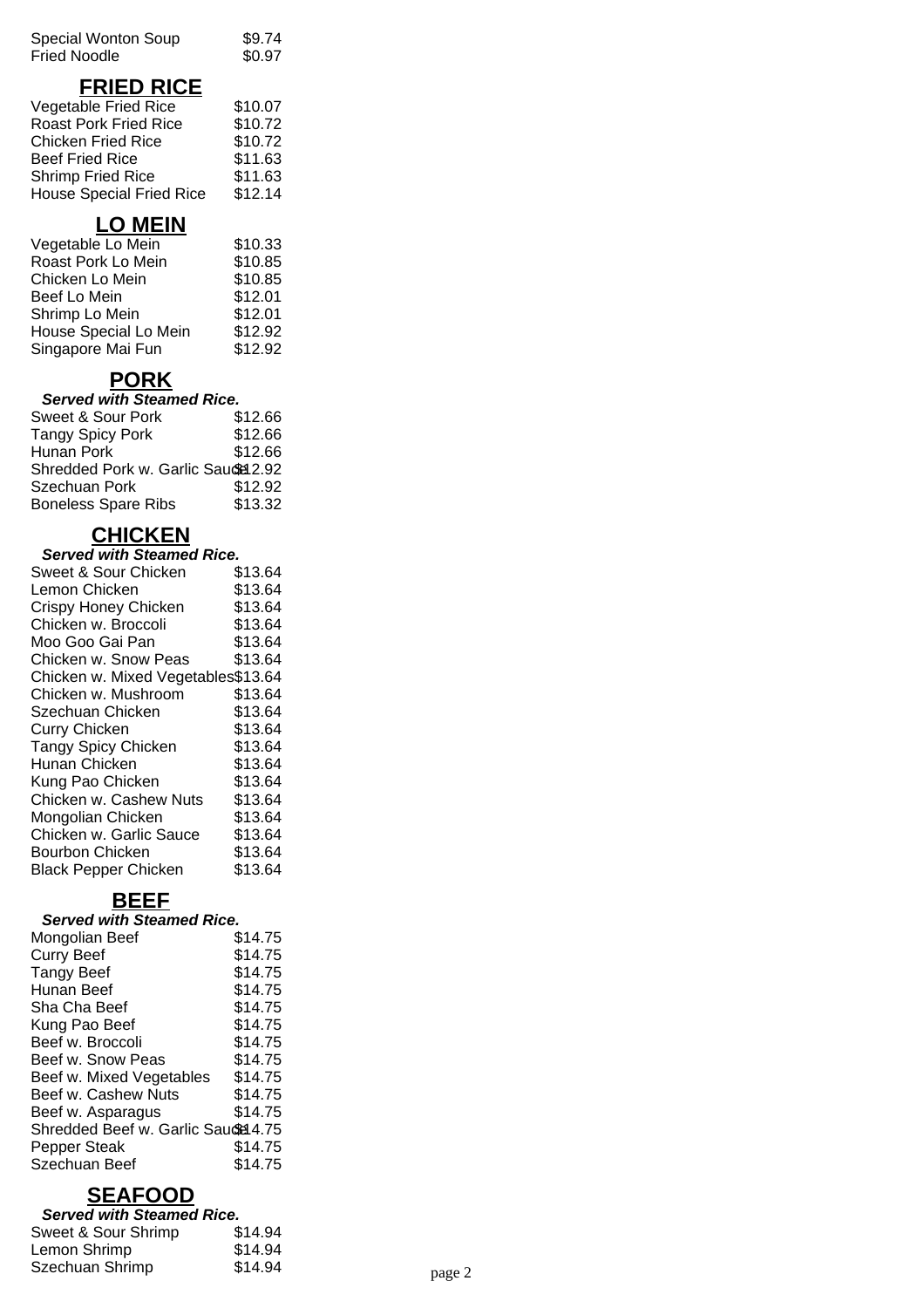| | |
|---|---|
| Special Wonton Soup | $9.74 |
| Fried Noodle | $0.97 |

## FRIED RICE

| | |
|---|---|
| Vegetable Fried Rice | $10.07 |
| Roast Pork Fried Rice | $10.72 |
| Chicken Fried Rice | $10.72 |
| Beef Fried Rice | $11.63 |
| Shrimp Fried Rice | $11.63 |
| House Special Fried Rice | $12.14 |

## LO MEIN

| | |
|---|---|
| Vegetable Lo Mein | $10.33 |
| Roast Pork Lo Mein | $10.85 |
| Chicken Lo Mein | $10.85 |
| Beef Lo Mein | $12.01 |
| Shrimp Lo Mein | $12.01 |
| House Special Lo Mein | $12.92 |
| Singapore Mai Fun | $12.92 |

## PORK

***Served with Steamed Rice.***

| | |
|---|---|
| Sweet & Sour Pork | $12.66 |
| Tangy Spicy Pork | $12.66 |
| Hunan Pork | $12.66 |
| Shredded Pork w. Garlic Sauce | $12.92 |
| Szechuan Pork | $12.92 |
| Boneless Spare Ribs | $13.32 |

## CHICKEN

***Served with Steamed Rice.***

| | |
|---|---|
| Sweet & Sour Chicken | $13.64 |
| Lemon Chicken | $13.64 |
| Crispy Honey Chicken | $13.64 |
| Chicken w. Broccoli | $13.64 |
| Moo Goo Gai Pan | $13.64 |
| Chicken w. Snow Peas | $13.64 |
| Chicken w. Mixed Vegetables | $13.64 |
| Chicken w. Mushroom | $13.64 |
| Szechuan Chicken | $13.64 |
| Curry Chicken | $13.64 |
| Tangy Spicy Chicken | $13.64 |
| Hunan Chicken | $13.64 |
| Kung Pao Chicken | $13.64 |
| Chicken w. Cashew Nuts | $13.64 |
| Mongolian Chicken | $13.64 |
| Chicken w. Garlic Sauce | $13.64 |
| Bourbon Chicken | $13.64 |
| Black Pepper Chicken | $13.64 |

## BEEF

***Served with Steamed Rice.***

| | |
|---|---|
| Mongolian Beef | $14.75 |
| Curry Beef | $14.75 |
| Tangy Beef | $14.75 |
| Hunan Beef | $14.75 |
| Sha Cha Beef | $14.75 |
| Kung Pao Beef | $14.75 |
| Beef w. Broccoli | $14.75 |
| Beef w. Snow Peas | $14.75 |
| Beef w. Mixed Vegetables | $14.75 |
| Beef w. Cashew Nuts | $14.75 |
| Beef w. Asparagus | $14.75 |
| Shredded Beef w. Garlic Sauce | $14.75 |
| Pepper Steak | $14.75 |
| Szechuan Beef | $14.75 |

## SEAFOOD

***Served with Steamed Rice.***

| | |
|---|---|
| Sweet & Sour Shrimp | $14.94 |
| Lemon Shrimp | $14.94 |
| Szechuan Shrimp | $14.94 |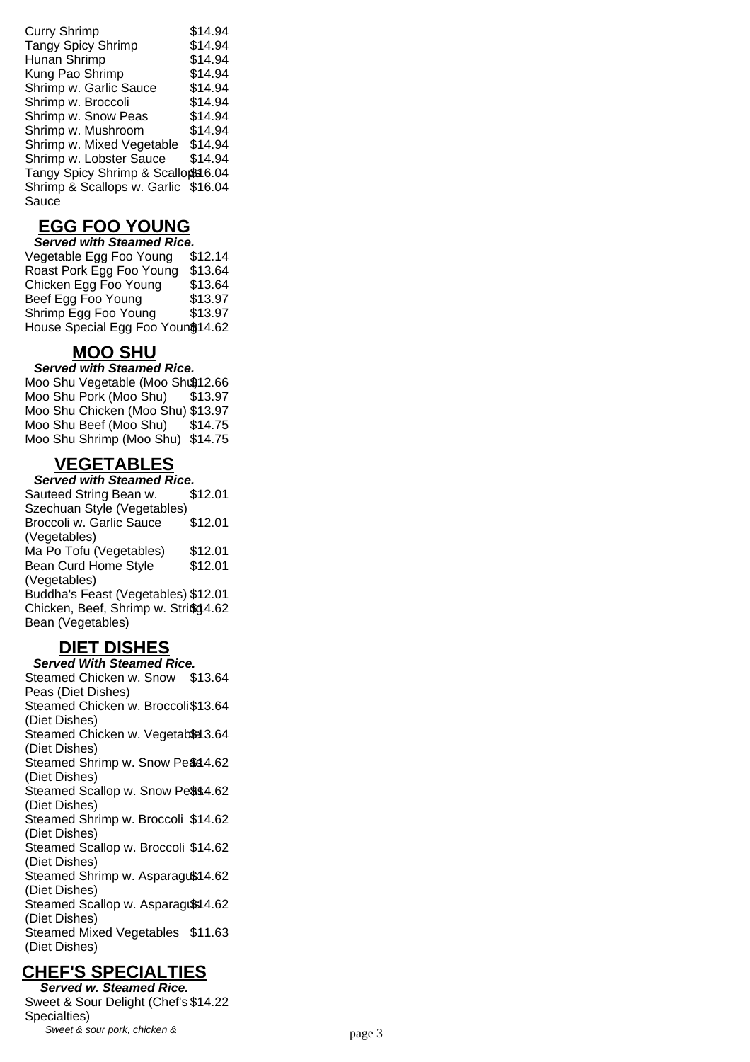| Item | Price |
| --- | --- |
| Curry Shrimp | $14.94 |
| Tangy Spicy Shrimp | $14.94 |
| Hunan Shrimp | $14.94 |
| Kung Pao Shrimp | $14.94 |
| Shrimp w. Garlic Sauce | $14.94 |
| Shrimp w. Broccoli | $14.94 |
| Shrimp w. Snow Peas | $14.94 |
| Shrimp w. Mushroom | $14.94 |
| Shrimp w. Mixed Vegetable | $14.94 |
| Shrimp w. Lobster Sauce | $14.94 |
| Tangy Spicy Shrimp & Scallops | $16.04 |
| Shrimp & Scallops w. Garlic Sauce | $16.04 |

## EGG FOO YOUNG

***Served with Steamed Rice.***

| Item | Price |
| --- | --- |
| Vegetable Egg Foo Young | $12.14 |
| Roast Pork Egg Foo Young | $13.64 |
| Chicken Egg Foo Young | $13.64 |
| Beef Egg Foo Young | $13.97 |
| Shrimp Egg Foo Young | $13.97 |
| House Special Egg Foo Young | $14.62 |

## MOO SHU

***Served with Steamed Rice.***

| Item | Price |
| --- | --- |
| Moo Shu Vegetable (Moo Shu) | $12.66 |
| Moo Shu Pork (Moo Shu) | $13.97 |
| Moo Shu Chicken (Moo Shu) | $13.97 |
| Moo Shu Beef (Moo Shu) | $14.75 |
| Moo Shu Shrimp (Moo Shu) | $14.75 |

## VEGETABLES

***Served with Steamed Rice.***

| Item | Price |
| --- | --- |
| Sauteed String Bean w. Szechuan Style (Vegetables) | $12.01 |
| Broccoli w. Garlic Sauce (Vegetables) | $12.01 |
| Ma Po Tofu (Vegetables) | $12.01 |
| Bean Curd Home Style (Vegetables) | $12.01 |
| Buddha's Feast (Vegetables) | $12.01 |
| Chicken, Beef, Shrimp w. String Bean (Vegetables) | $14.62 |

## DIET DISHES

***Served With Steamed Rice.***

| Item | Price |
| --- | --- |
| Steamed Chicken w. Snow Peas (Diet Dishes) | $13.64 |
| Steamed Chicken w. Broccoli (Diet Dishes) | $13.64 |
| Steamed Chicken w. Vegetable (Diet Dishes) | $13.64 |
| Steamed Shrimp w. Snow Peas (Diet Dishes) | $14.62 |
| Steamed Scallop w. Snow Peas (Diet Dishes) | $14.62 |
| Steamed Shrimp w. Broccoli (Diet Dishes) | $14.62 |
| Steamed Scallop w. Broccoli (Diet Dishes) | $14.62 |
| Steamed Shrimp w. Asparagus (Diet Dishes) | $14.62 |
| Steamed Scallop w. Asparagus (Diet Dishes) | $14.62 |
| Steamed Mixed Vegetables (Diet Dishes) | $11.63 |

## CHEF'S SPECIALTIES

***Served w. Steamed Rice.***

| Item | Price |
| --- | --- |
| Sweet & Sour Delight (Chef's Specialties) | $14.22 |

*Sweet & sour pork, chicken &*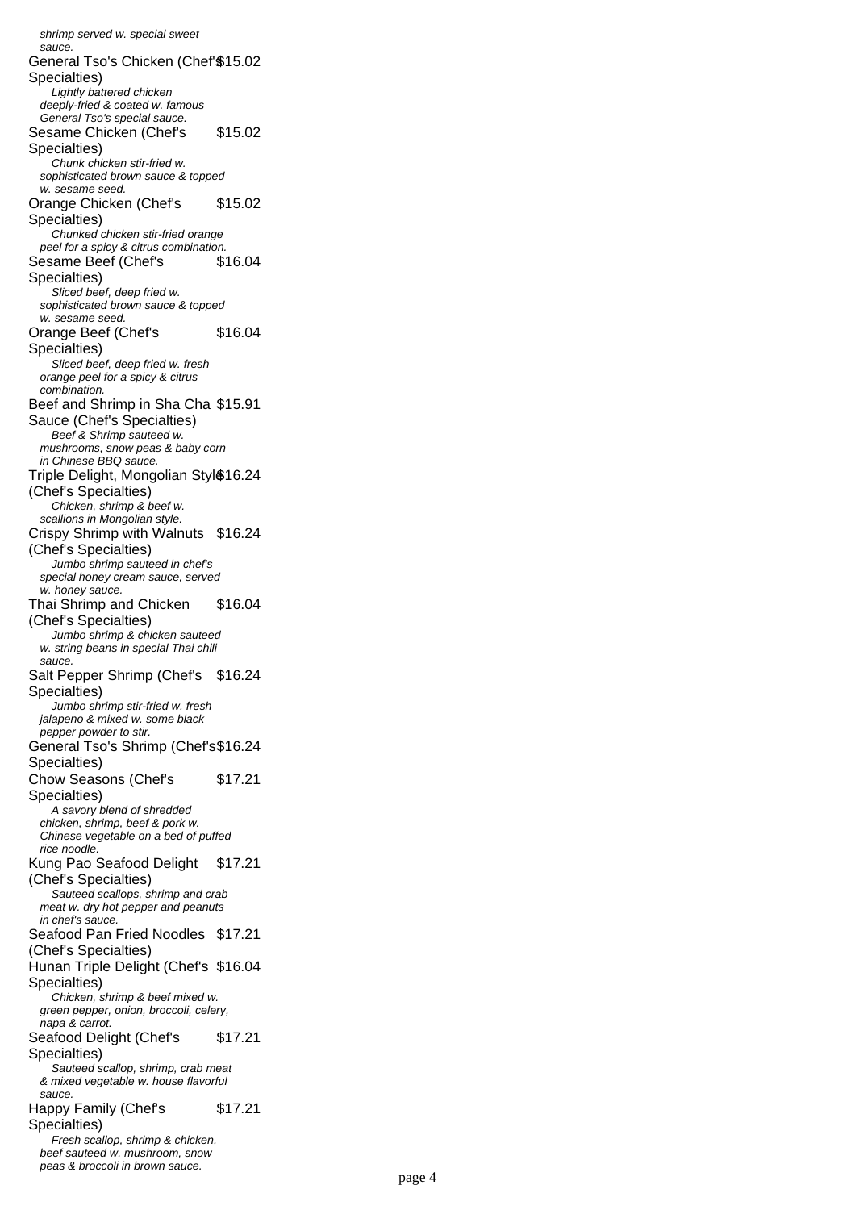*shrimp served w. special sweet sauce.*

General Tso's Chicken (Chef's Specialties) $15.02

*Lightly battered chicken deeply-fried & coated w. famous General Tso's special sauce.*

Sesame Chicken (Chef's Specialties) $15.02

*Chunk chicken stir-fried w. sophisticated brown sauce & topped w. sesame seed.*

Orange Chicken (Chef's Specialties) $15.02

*Chunked chicken stir-fried orange peel for a spicy & citrus combination.*

Sesame Beef (Chef's Specialties) $16.04

*Sliced beef, deep fried w. sophisticated brown sauce & topped w. sesame seed.*

Orange Beef (Chef's Specialties) $16.04

*Sliced beef, deep fried w. fresh orange peel for a spicy & citrus combination.*

Beef and Shrimp in Sha Cha Sauce (Chef's Specialties) $15.91

*Beef & Shrimp sauteed w. mushrooms, snow peas & baby corn in Chinese BBQ sauce.*

Triple Delight, Mongolian Style (Chef's Specialties) $16.24

*Chicken, shrimp & beef w. scallions in Mongolian style.*

Crispy Shrimp with Walnuts (Chef's Specialties) $16.24

*Jumbo shrimp sauteed in chef's special honey cream sauce, served w. honey sauce.*

Thai Shrimp and Chicken (Chef's Specialties) $16.04

*Jumbo shrimp & chicken sauteed w. string beans in special Thai chili sauce.*

Salt Pepper Shrimp (Chef's Specialties) $16.24

*Jumbo shrimp stir-fried w. fresh jalapeno & mixed w. some black pepper powder to stir.*

General Tso's Shrimp (Chef's Specialties) $16.24

Chow Seasons (Chef's Specialties) $17.21

*A savory blend of shredded chicken, shrimp, beef & pork w. Chinese vegetable on a bed of puffed rice noodle.*

Kung Pao Seafood Delight (Chef's Specialties) $17.21

*Sauteed scallops, shrimp and crab meat w. dry hot pepper and peanuts in chef's sauce.*

Seafood Pan Fried Noodles (Chef's Specialties) $17.21

Hunan Triple Delight (Chef's Specialties) $16.04

*Chicken, shrimp & beef mixed w. green pepper, onion, broccoli, celery, napa & carrot.*

Seafood Delight (Chef's Specialties) $17.21

*Sauteed scallop, shrimp, crab meat & mixed vegetable w. house flavorful sauce.*

Happy Family (Chef's Specialties) $17.21

*Fresh scallop, shrimp & chicken, beef sauteed w. mushroom, snow peas & broccoli in brown sauce.*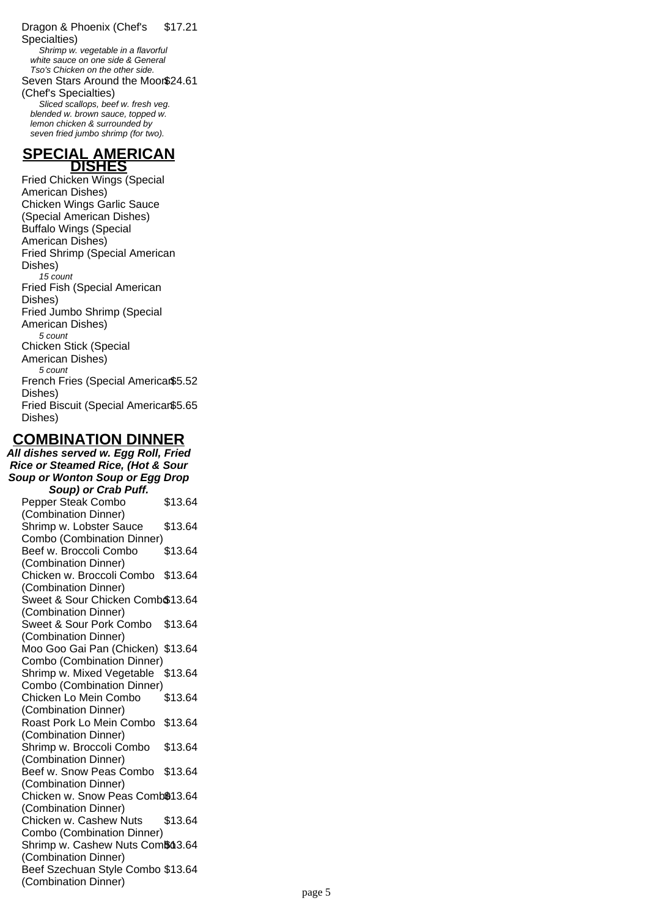Dragon & Phoenix (Chef's Specialties) $17.21

*Shrimp w. vegetable in a flavorful white sauce on one side & General Tso's Chicken on the other side.*

Seven Stars Around the Moon (Chef's Specialties) $24.61

*Sliced scallops, beef w. fresh veg. blended w. brown sauce, topped w. lemon chicken & surrounded by seven fried jumbo shrimp (for two).*

## SPECIAL AMERICAN DISHES

Fried Chicken Wings (Special American Dishes)

Chicken Wings Garlic Sauce (Special American Dishes)

Buffalo Wings (Special American Dishes)

Fried Shrimp (Special American Dishes)

*15 count*

Fried Fish (Special American Dishes)

Fried Jumbo Shrimp (Special American Dishes)

*5 count*

Chicken Stick (Special American Dishes)

*5 count*

French Fries (Special American Dishes) $5.52

Fried Biscuit (Special American Dishes) $5.65

## COMBINATION DINNER

***All dishes served w. Egg Roll, Fried Rice or Steamed Rice, (Hot & Sour Soup or Wonton Soup or Egg Drop Soup) or Crab Puff.***

Pepper Steak Combo (Combination Dinner) $13.64

Shrimp w. Lobster Sauce Combo (Combination Dinner) $13.64

Beef w. Broccoli Combo (Combination Dinner) $13.64

Chicken w. Broccoli Combo (Combination Dinner) $13.64

Sweet & Sour Chicken Combo (Combination Dinner) $13.64

Sweet & Sour Pork Combo (Combination Dinner) $13.64

Moo Goo Gai Pan (Chicken) Combo (Combination Dinner) $13.64

Shrimp w. Mixed Vegetable Combo (Combination Dinner) $13.64

Chicken Lo Mein Combo (Combination Dinner) $13.64

Roast Pork Lo Mein Combo (Combination Dinner) $13.64

Shrimp w. Broccoli Combo (Combination Dinner) $13.64

Beef w. Snow Peas Combo (Combination Dinner) $13.64

Chicken w. Snow Peas Combo (Combination Dinner) $13.64

Chicken w. Cashew Nuts Combo (Combination Dinner) $13.64

Shrimp w. Cashew Nuts Combo (Combination Dinner) $13.64

Beef Szechuan Style Combo (Combination Dinner) $13.64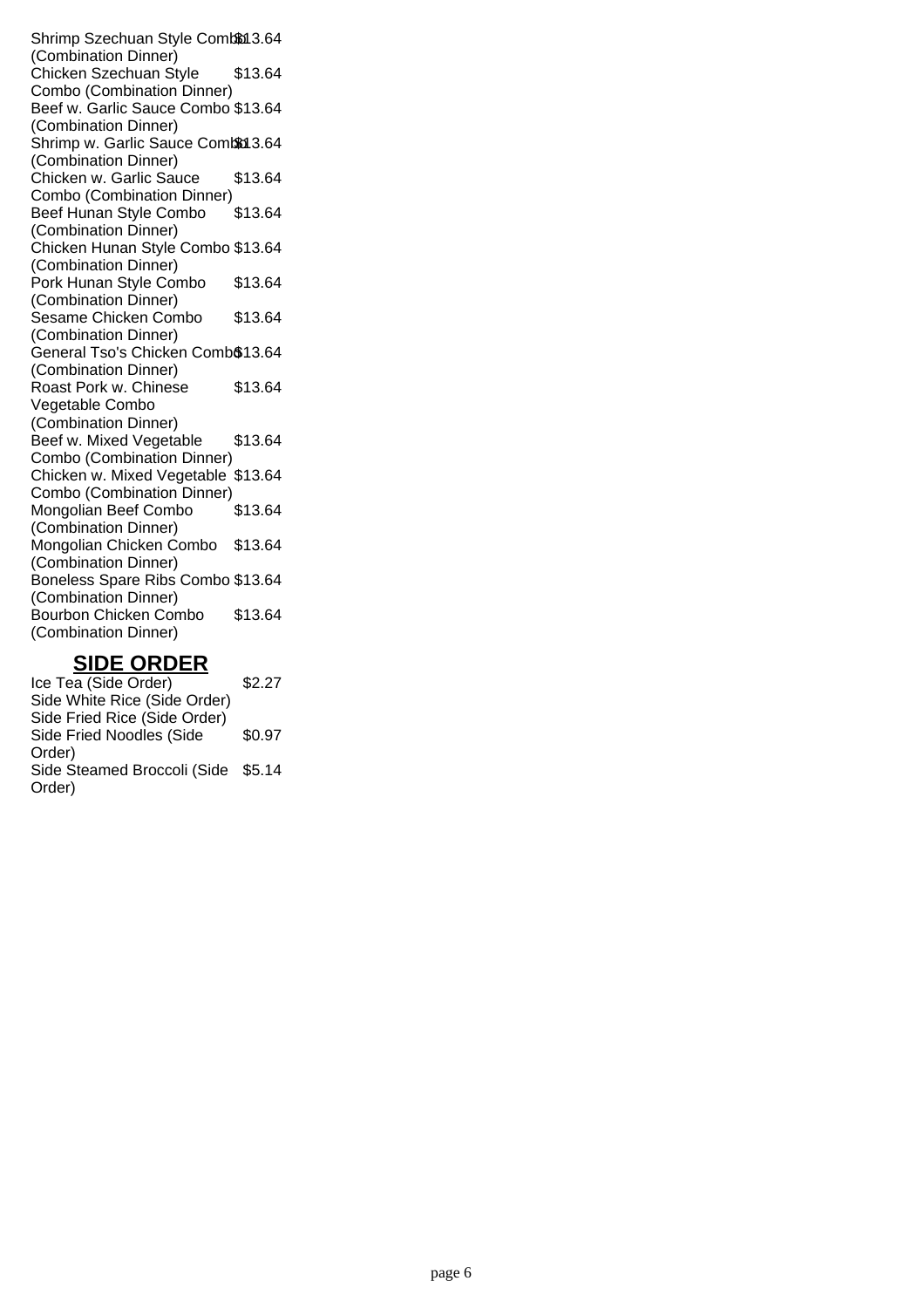| | |
|---|---|
| Shrimp Szechuan Style Combo (Combination Dinner) | $13.64 |
| Chicken Szechuan Style Combo (Combination Dinner) | $13.64 |
| Beef w. Garlic Sauce Combo (Combination Dinner) | $13.64 |
| Shrimp w. Garlic Sauce Combo (Combination Dinner) | $13.64 |
| Chicken w. Garlic Sauce Combo (Combination Dinner) | $13.64 |
| Beef Hunan Style Combo (Combination Dinner) | $13.64 |
| Chicken Hunan Style Combo (Combination Dinner) | $13.64 |
| Pork Hunan Style Combo (Combination Dinner) | $13.64 |
| Sesame Chicken Combo (Combination Dinner) | $13.64 |
| General Tso's Chicken Combo (Combination Dinner) | $13.64 |
| Roast Pork w. Chinese Vegetable Combo (Combination Dinner) | $13.64 |
| Beef w. Mixed Vegetable Combo (Combination Dinner) | $13.64 |
| Chicken w. Mixed Vegetable Combo (Combination Dinner) | $13.64 |
| Mongolian Beef Combo (Combination Dinner) | $13.64 |
| Mongolian Chicken Combo (Combination Dinner) | $13.64 |
| Boneless Spare Ribs Combo (Combination Dinner) | $13.64 |
| Bourbon Chicken Combo (Combination Dinner) | $13.64 |

## SIDE ORDER

| | |
|---|---|
| Ice Tea (Side Order) | $2.27 |
| Side White Rice (Side Order) | |
| Side Fried Rice (Side Order) | |
| Side Fried Noodles (Side Order) | $0.97 |
| Side Steamed Broccoli (Side Order) | $5.14 |